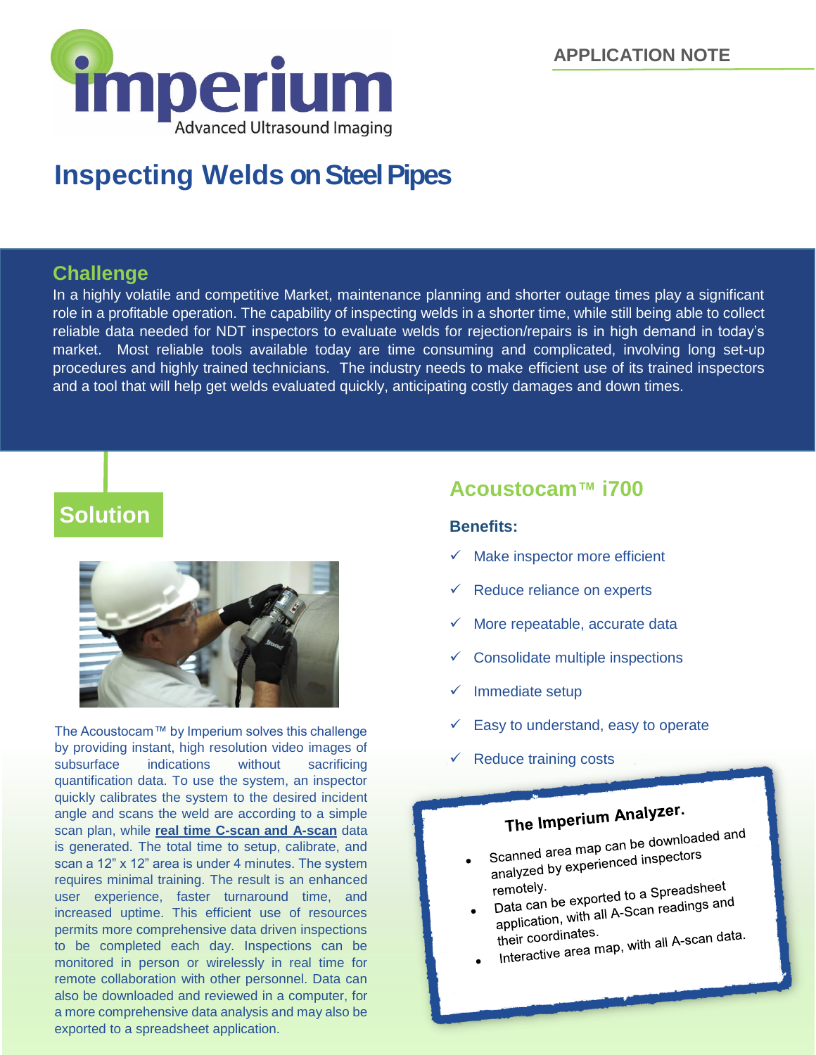imperium

Advanced Ultrasound Imaging

APPLICATION NOTE

# Inspecting Welds on Steel Pipes

## Challenge

In a highly volatile and competitive Market, maintenance planning and shorter outage times play a significant role in a profitable operation. The capability of inspecting welds in a shorter time, while still being able to collect reliable data needed for NDT inspectors to evaluate welds for rejection/repairs is in high demand in today's market. Most reliable tools available today are time consuming and complicated, involving long set-up procedures and highly trained technicians. The industry needs to make efficient use of its trained inspectors and a tool that will help get welds evaluated quickly, anticipating costly damages and down times.

## Solution

The Acoustocam™ by Imperium solves this challenge by providing instant, high resolution video images of subsurface indications without sacrificing quantification data. To use the system, an inspector quickly calibrates the system to the desired incident angle and scans the weld are according to a simple scan plan, while **real time C-scan and A-scan** data is generated. The total time to setup, calibrate, and scan a 12" x 12" area is under 4 minutes. The system requires minimal training. The result is an enhanced user experience, faster turnaround time, and increased uptime. This efficient use of resources permits more comprehensive data driven inspections to be completed each day. Inspections can be monitored in person or wirelessly in real time for remote collaboration with other personnel. Data can also be downloaded and reviewed in a computer, for a more comprehensive data analysis and may also be exported to a spreadsheet application.

## Acoustocam™ i700

**Benefits:**

- ✓ Make inspector more efficient
- ✓ Reduce reliance on experts
- ✓ More repeatable, accurate data
- ✓ Consolidate multiple inspections
- ✓ Immediate setup
- ✓ Easy to understand, easy to operate
- ✓ Reduce training costs

**The Imperium Analyzer.**

- Scanned area map can be downloaded and analyzed by experienced inspectors remotely.
- Data can be exported to a Spreadsheet application, with all A-Scan readings and their coordinates.
- Interactive area map, with all A-scan data.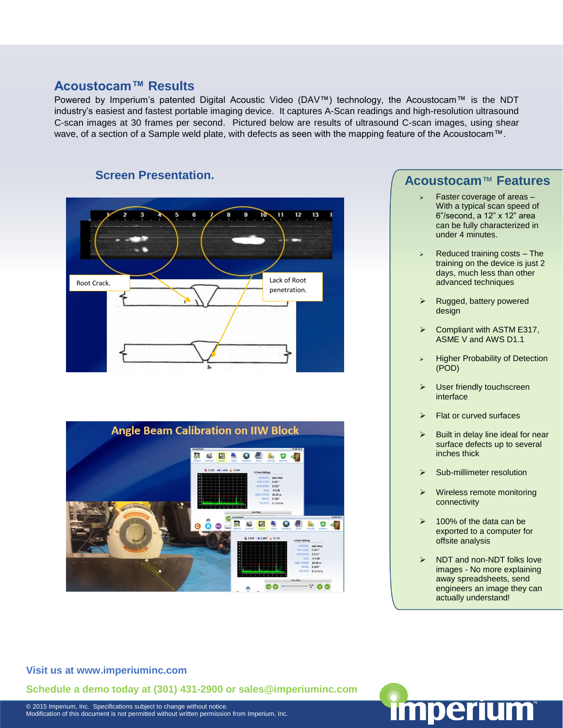## Acoustocam™ Results

Powered by Imperium's patented Digital Acoustic Video (DAV™) technology, the Acoustocam™ is the NDT industry's easiest and fastest portable imaging device. It captures A-Scan readings and high-resolution ultrasound C-scan images at 30 frames per second. Pictured below are results of ultrasound C-scan images, using shear wave, of a section of a Sample weld plate, with defects as seen with the mapping feature of the Acoustocam™.

### Screen Presentation.

Root Crack.

Lack of Root penetration.

Angle Beam Calibration on IIW Block

## Acoustocam™ Features

- Faster coverage of areas – With a typical scan speed of 6"/second, a 12" x 12" area can be fully characterized in under 4 minutes.
- Reduced training costs – The training on the device is just 2 days, much less than other advanced techniques
- Rugged, battery powered design
- Compliant with ASTM E317, ASME V and AWS D1.1
- Higher Probability of Detection (POD)
- User friendly touchscreen interface
- Flat or curved surfaces
- Built in delay line ideal for near surface defects up to several inches thick
- Sub-millimeter resolution
- Wireless remote monitoring connectivity
- 100% of the data can be exported to a computer for offsite analysis
- NDT and non-NDT folks love images - No more explaining away spreadsheets, send engineers an image they can actually understand!

**Visit us at www.imperiuminc.com**

**Schedule a demo today at (301) 431-2900 or sales@imperiuminc.com**

© 2015 Imperium, Inc. Specifications subject to change without notice.
Modification of this document is not permitted without written permission from Imperium, Inc.

imperium™